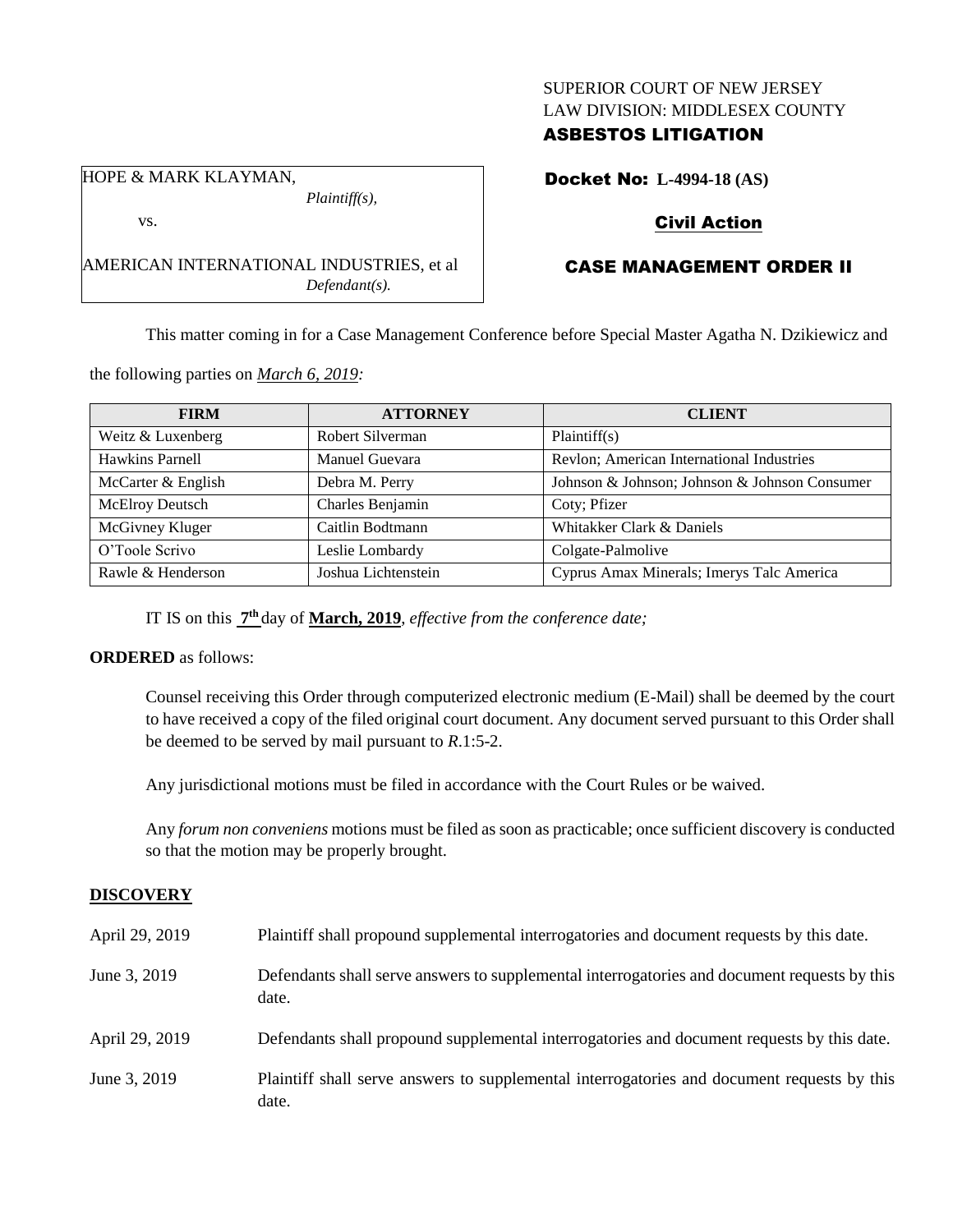SUPERIOR COURT OF NEW JERSEY
LAW DIVISION: MIDDLESEX COUNTY
**ASBESTOS LITIGATION**

HOPE & MARK KLAYMAN,
*Plaintiff(s),*
vs.
AMERICAN INTERNATIONAL INDUSTRIES, et al
*Defendant(s).*

**Docket No: L-4994-18 (AS)**

**Civil Action**

**CASE MANAGEMENT ORDER II**

This matter coming in for a Case Management Conference before Special Master Agatha N. Dzikiewicz and the following parties on *March 6, 2019:*

| FIRM | ATTORNEY | CLIENT |
|---|---|---|
| Weitz & Luxenberg | Robert Silverman | Plaintiff(s) |
| Hawkins Parnell | Manuel Guevara | Revlon; American International Industries |
| McCarter & English | Debra M. Perry | Johnson & Johnson; Johnson & Johnson Consumer |
| McElroy Deutsch | Charles Benjamin | Coty; Pfizer |
| McGivney Kluger | Caitlin Bodtmann | Whitakker Clark & Daniels |
| O'Toole Scrivo | Leslie Lombardy | Colgate-Palmolive |
| Rawle & Henderson | Joshua Lichtenstein | Cyprus Amax Minerals; Imerys Talc America |

IT IS on this **7th** day of **March, 2019**, *effective from the conference date;*

**ORDERED** as follows:

Counsel receiving this Order through computerized electronic medium (E-Mail) shall be deemed by the court to have received a copy of the filed original court document. Any document served pursuant to this Order shall be deemed to be served by mail pursuant to *R.*1:5-2.

Any jurisdictional motions must be filed in accordance with the Court Rules or be waived.

Any *forum non conveniens* motions must be filed as soon as practicable; once sufficient discovery is conducted so that the motion may be properly brought.

## DISCOVERY

| | |
|---|---|
| April 29, 2019 | Plaintiff shall propound supplemental interrogatories and document requests by this date. |
| June 3, 2019 | Defendants shall serve answers to supplemental interrogatories and document requests by this date. |
| April 29, 2019 | Defendants shall propound supplemental interrogatories and document requests by this date. |
| June 3, 2019 | Plaintiff shall serve answers to supplemental interrogatories and document requests by this date. |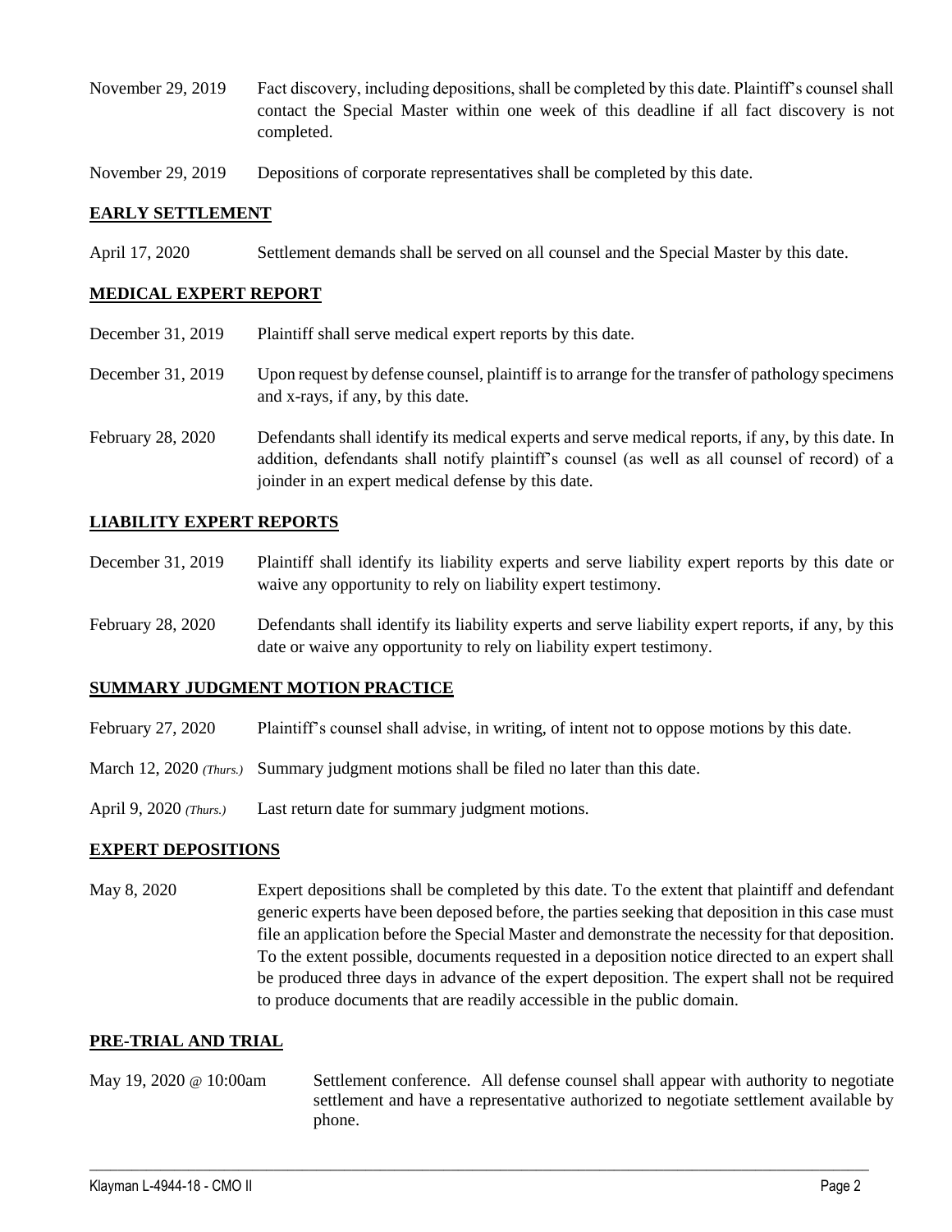November 29, 2019 Fact discovery, including depositions, shall be completed by this date. Plaintiff's counsel shall contact the Special Master within one week of this deadline if all fact discovery is not completed.

November 29, 2019 Depositions of corporate representatives shall be completed by this date.

## EARLY SETTLEMENT

April 17, 2020 Settlement demands shall be served on all counsel and the Special Master by this date.

## MEDICAL EXPERT REPORT

December 31, 2019 Plaintiff shall serve medical expert reports by this date.

December 31, 2019 Upon request by defense counsel, plaintiff is to arrange for the transfer of pathology specimens and x-rays, if any, by this date.

February 28, 2020 Defendants shall identify its medical experts and serve medical reports, if any, by this date. In addition, defendants shall notify plaintiff's counsel (as well as all counsel of record) of a joinder in an expert medical defense by this date.

## LIABILITY EXPERT REPORTS

December 31, 2019 Plaintiff shall identify its liability experts and serve liability expert reports by this date or waive any opportunity to rely on liability expert testimony.

February 28, 2020 Defendants shall identify its liability experts and serve liability expert reports, if any, by this date or waive any opportunity to rely on liability expert testimony.

## SUMMARY JUDGMENT MOTION PRACTICE

February 27, 2020 Plaintiff's counsel shall advise, in writing, of intent not to oppose motions by this date.

March 12, 2020 *(Thurs.)* Summary judgment motions shall be filed no later than this date.

April 9, 2020 *(Thurs.)* Last return date for summary judgment motions.

## EXPERT DEPOSITIONS

May 8, 2020 Expert depositions shall be completed by this date. To the extent that plaintiff and defendant generic experts have been deposed before, the parties seeking that deposition in this case must file an application before the Special Master and demonstrate the necessity for that deposition. To the extent possible, documents requested in a deposition notice directed to an expert shall be produced three days in advance of the expert deposition. The expert shall not be required to produce documents that are readily accessible in the public domain.

## PRE-TRIAL AND TRIAL

May 19, 2020 @ 10:00am Settlement conference. All defense counsel shall appear with authority to negotiate settlement and have a representative authorized to negotiate settlement available by phone.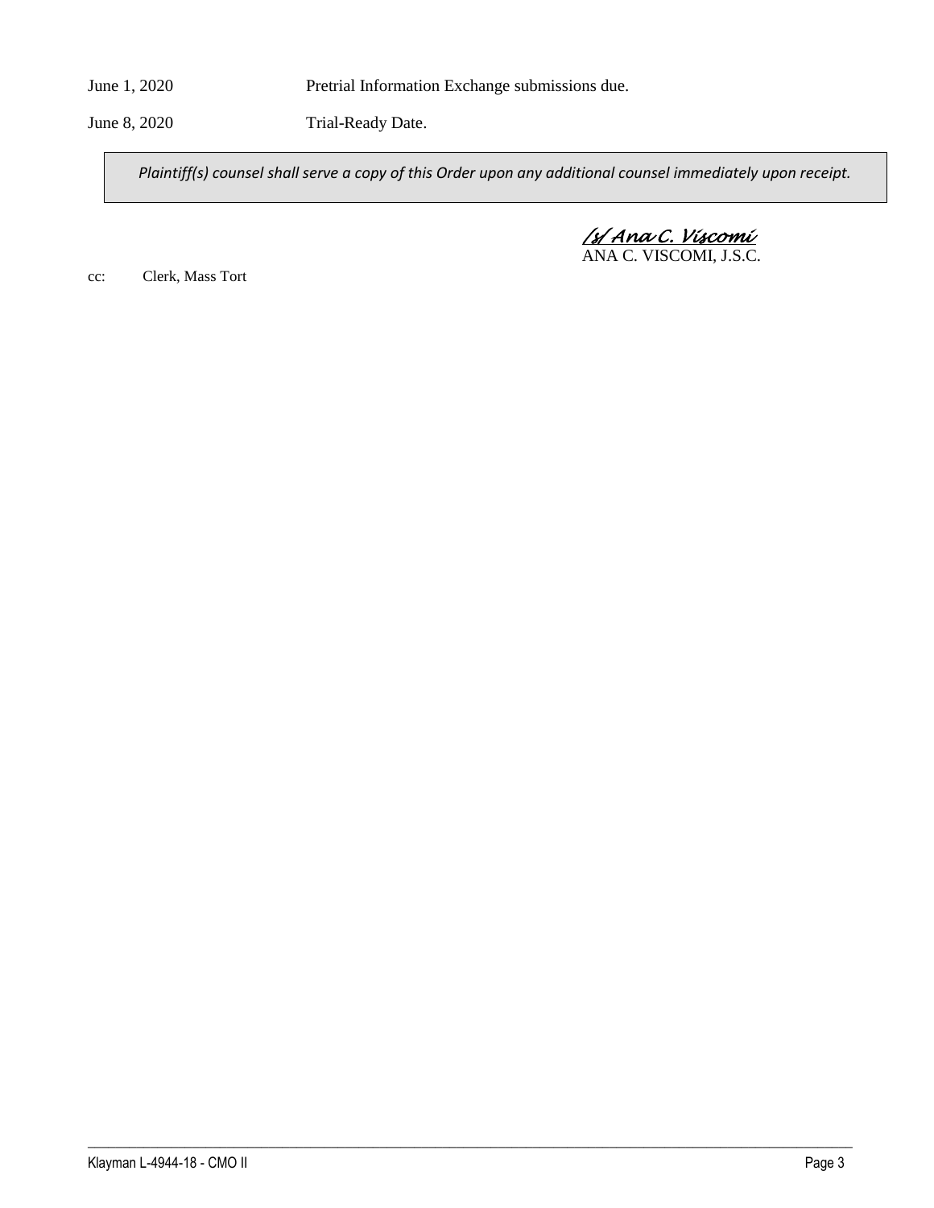| | |
|---|---|
| June 1, 2020 | Pretrial Information Exchange submissions due. |
| June 8, 2020 | Trial-Ready Date. |

*Plaintiff(s) counsel shall serve a copy of this Order upon any additional counsel immediately upon receipt.*

/s/ Ana C. Viscomi
ANA C. VISCOMI, J.S.C.

cc: Clerk, Mass Tort